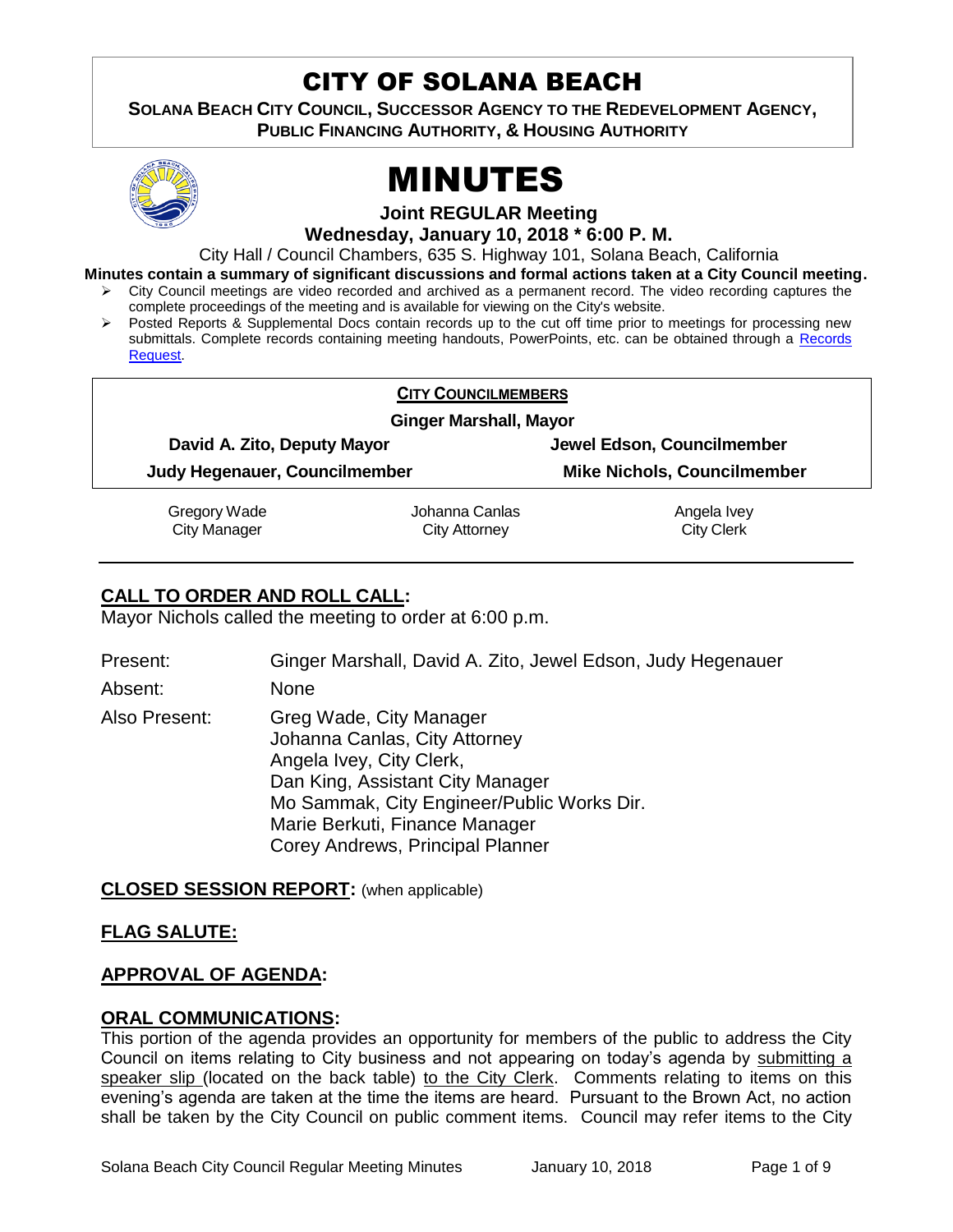# CITY OF SOLANA BEACH

**SOLANA BEACH CITY COUNCIL, SUCCESSOR AGENCY TO THE REDEVELOPMENT AGENCY, PUBLIC FINANCING AUTHORITY, & HOUSING AUTHORITY**

# MINUTES

**Joint REGULAR Meeting**

**Wednesday, January 10, 2018 * 6:00 P. M.**

City Hall / Council Chambers, 635 S. Highway 101, Solana Beach, California

**Minutes contain a summary of significant discussions and formal actions taken at a City Council meeting.**

- City Council meetings are video recorded and archived as a permanent record. The video recording captures the complete proceedings of the meeting and is available for viewing on the City's website.
- Posted Reports & Supplemental Docs contain records up to the cut off time prior to meetings for processing new submittals. Complete records containing meeting handouts, PowerPoints, etc. can be obtained through a Records Request.

**CITY COUNCILMEMBERS**

**Ginger Marshall, Mayor**

| | |
|---|---|
| **David A. Zito, Deputy Mayor** | **Jewel Edson, Councilmember** |
| **Judy Hegenauer, Councilmember** | **Mike Nichols, Councilmember** |

| Gregory Wade | Johanna Canlas | Angela Ivey |
|---|---|---|
| City Manager | City Attorney | City Clerk |

## CALL TO ORDER AND ROLL CALL:

Mayor Nichols called the meeting to order at 6:00 p.m.

Present: Ginger Marshall, David A. Zito, Jewel Edson, Judy Hegenauer

Absent: None

Also Present: Greg Wade, City Manager
Johanna Canlas, City Attorney
Angela Ivey, City Clerk,
Dan King, Assistant City Manager
Mo Sammak, City Engineer/Public Works Dir.
Marie Berkuti, Finance Manager
Corey Andrews, Principal Planner

## CLOSED SESSION REPORT: (when applicable)

## FLAG SALUTE:

## APPROVAL OF AGENDA:

## ORAL COMMUNICATIONS:

This portion of the agenda provides an opportunity for members of the public to address the City Council on items relating to City business and not appearing on today's agenda by submitting a speaker slip (located on the back table) to the City Clerk. Comments relating to items on this evening's agenda are taken at the time the items are heard. Pursuant to the Brown Act, no action shall be taken by the City Council on public comment items. Council may refer items to the City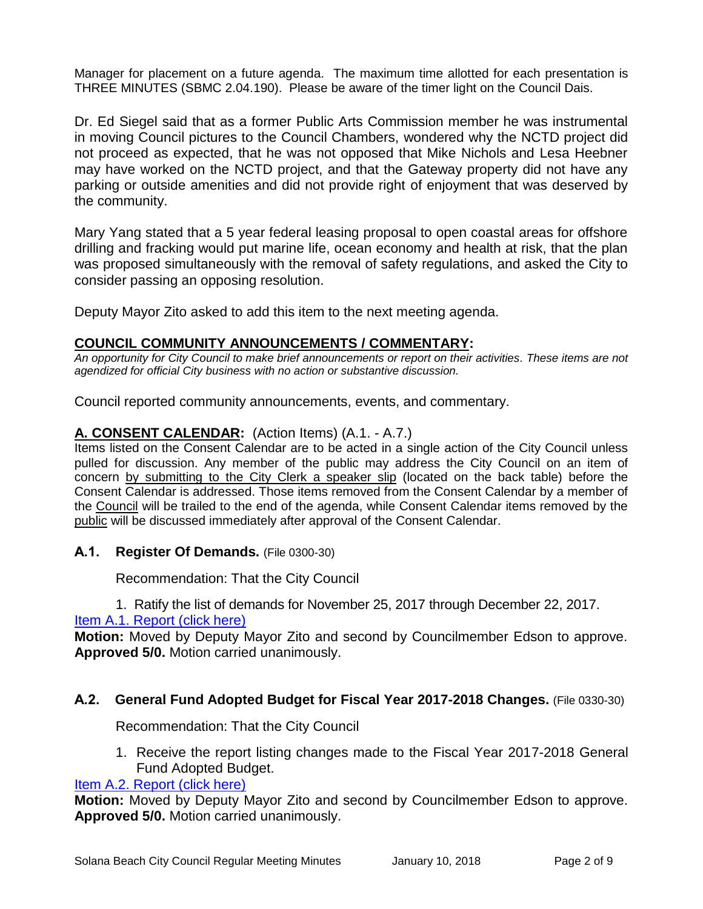Manager for placement on a future agenda. The maximum time allotted for each presentation is THREE MINUTES (SBMC 2.04.190). Please be aware of the timer light on the Council Dais.

Dr. Ed Siegel said that as a former Public Arts Commission member he was instrumental in moving Council pictures to the Council Chambers, wondered why the NCTD project did not proceed as expected, that he was not opposed that Mike Nichols and Lesa Heebner may have worked on the NCTD project, and that the Gateway property did not have any parking or outside amenities and did not provide right of enjoyment that was deserved by the community.

Mary Yang stated that a 5 year federal leasing proposal to open coastal areas for offshore drilling and fracking would put marine life, ocean economy and health at risk, that the plan was proposed simultaneously with the removal of safety regulations, and asked the City to consider passing an opposing resolution.

Deputy Mayor Zito asked to add this item to the next meeting agenda.

## COUNCIL COMMUNITY ANNOUNCEMENTS / COMMENTARY:

*An opportunity for City Council to make brief announcements or report on their activities. These items are not agendized for official City business with no action or substantive discussion.*

Council reported community announcements, events, and commentary.

## A. CONSENT CALENDAR: (Action Items) (A.1. - A.7.)

Items listed on the Consent Calendar are to be acted in a single action of the City Council unless pulled for discussion. Any member of the public may address the City Council on an item of concern by submitting to the City Clerk a speaker slip (located on the back table) before the Consent Calendar is addressed. Those items removed from the Consent Calendar by a member of the Council will be trailed to the end of the agenda, while Consent Calendar items removed by the public will be discussed immediately after approval of the Consent Calendar.

### A.1. Register Of Demands. (File 0300-30)

Recommendation: That the City Council

1. Ratify the list of demands for November 25, 2017 through December 22, 2017.

Item A.1. Report (click here)

**Motion:** Moved by Deputy Mayor Zito and second by Councilmember Edson to approve. **Approved 5/0.** Motion carried unanimously.

### A.2. General Fund Adopted Budget for Fiscal Year 2017-2018 Changes. (File 0330-30)

Recommendation: That the City Council

1. Receive the report listing changes made to the Fiscal Year 2017-2018 General Fund Adopted Budget.

Item A.2. Report (click here)

**Motion:** Moved by Deputy Mayor Zito and second by Councilmember Edson to approve. **Approved 5/0.** Motion carried unanimously.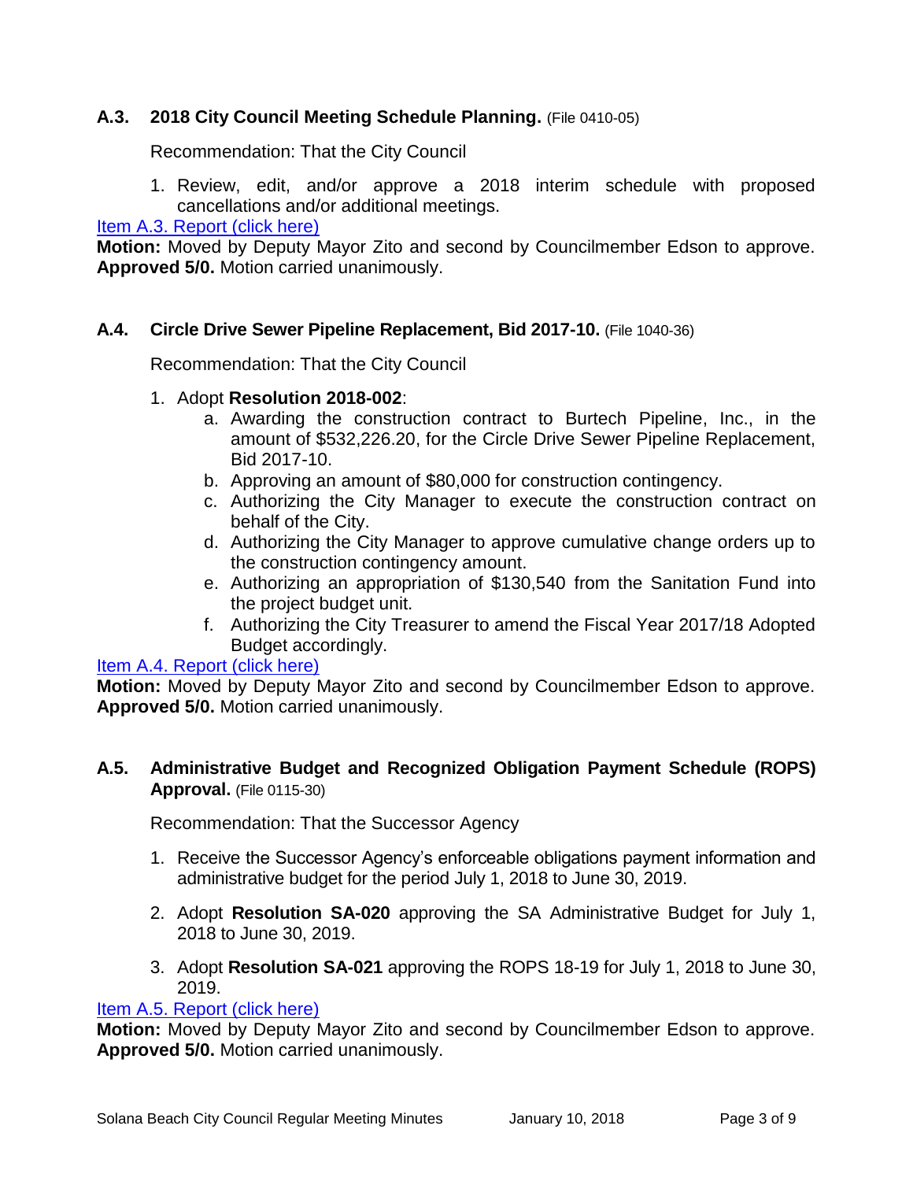### A.3. 2018 City Council Meeting Schedule Planning. (File 0410-05)

Recommendation: That the City Council

1. Review, edit, and/or approve a 2018 interim schedule with proposed cancellations and/or additional meetings.

Item A.3. Report (click here)

**Motion:** Moved by Deputy Mayor Zito and second by Councilmember Edson to approve. **Approved 5/0.** Motion carried unanimously.

### A.4. Circle Drive Sewer Pipeline Replacement, Bid 2017-10. (File 1040-36)

Recommendation: That the City Council

1. Adopt **Resolution 2018-002**:
   a. Awarding the construction contract to Burtech Pipeline, Inc., in the amount of $532,226.20, for the Circle Drive Sewer Pipeline Replacement, Bid 2017-10.
   b. Approving an amount of $80,000 for construction contingency.
   c. Authorizing the City Manager to execute the construction contract on behalf of the City.
   d. Authorizing the City Manager to approve cumulative change orders up to the construction contingency amount.
   e. Authorizing an appropriation of $130,540 from the Sanitation Fund into the project budget unit.
   f. Authorizing the City Treasurer to amend the Fiscal Year 2017/18 Adopted Budget accordingly.

Item A.4. Report (click here)

**Motion:** Moved by Deputy Mayor Zito and second by Councilmember Edson to approve. **Approved 5/0.** Motion carried unanimously.

### A.5. Administrative Budget and Recognized Obligation Payment Schedule (ROPS) Approval. (File 0115-30)

Recommendation: That the Successor Agency

1. Receive the Successor Agency's enforceable obligations payment information and administrative budget for the period July 1, 2018 to June 30, 2019.

2. Adopt **Resolution SA-020** approving the SA Administrative Budget for July 1, 2018 to June 30, 2019.

3. Adopt **Resolution SA-021** approving the ROPS 18-19 for July 1, 2018 to June 30, 2019.

Item A.5. Report (click here)

**Motion:** Moved by Deputy Mayor Zito and second by Councilmember Edson to approve. **Approved 5/0.** Motion carried unanimously.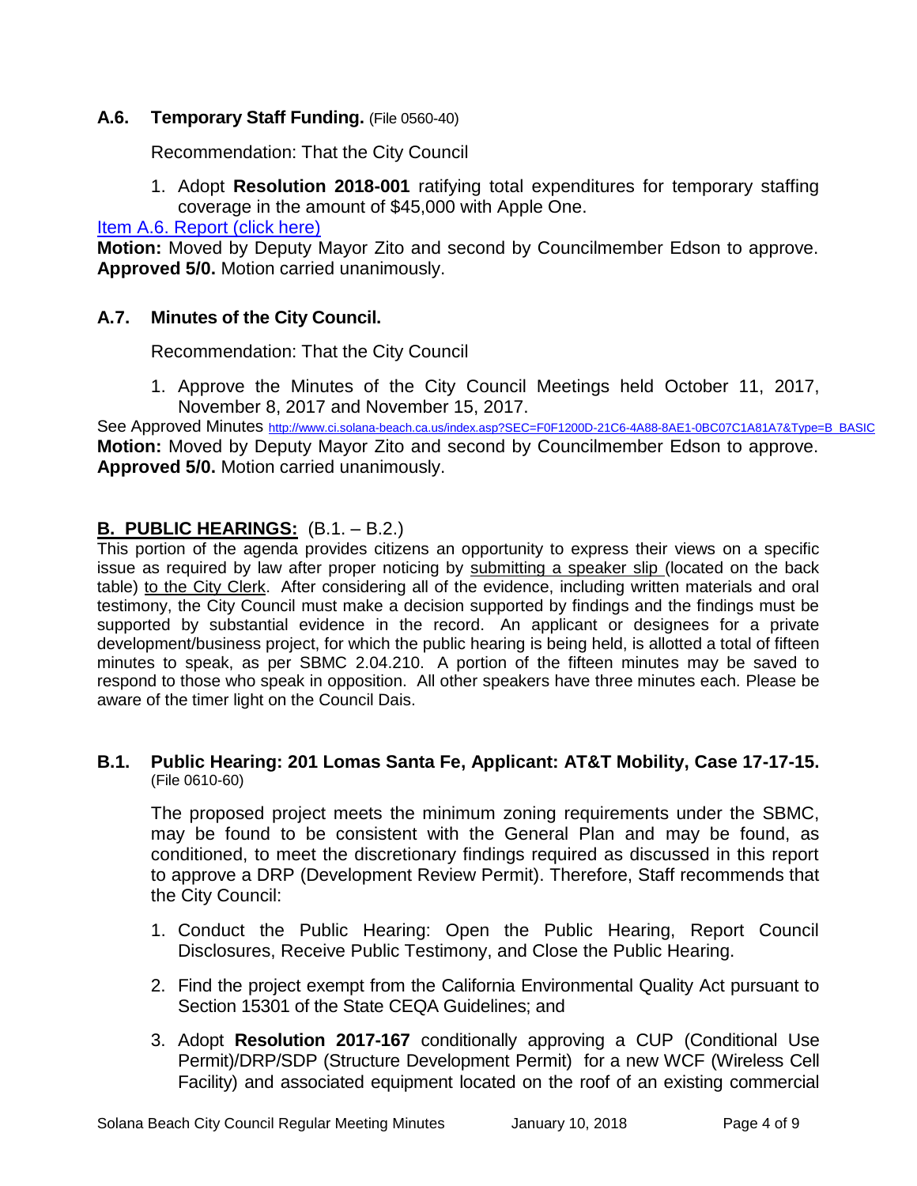### A.6. Temporary Staff Funding. (File 0560-40)

Recommendation: That the City Council

1. Adopt **Resolution 2018-001** ratifying total expenditures for temporary staffing coverage in the amount of $45,000 with Apple One.

[Item A.6. Report (click here)](#)

**Motion:** Moved by Deputy Mayor Zito and second by Councilmember Edson to approve. **Approved 5/0.** Motion carried unanimously.

### A.7. Minutes of the City Council.

Recommendation: That the City Council

1. Approve the Minutes of the City Council Meetings held October 11, 2017, November 8, 2017 and November 15, 2017.

See Approved Minutes http://www.ci.solana-beach.ca.us/index.asp?SEC=F0F1200D-21C6-4A88-8AE1-0BC07C1A81A7&Type=B_BASIC

**Motion:** Moved by Deputy Mayor Zito and second by Councilmember Edson to approve. **Approved 5/0.** Motion carried unanimously.

## B. PUBLIC HEARINGS: (B.1. – B.2.)

This portion of the agenda provides citizens an opportunity to express their views on a specific issue as required by law after proper noticing by submitting a speaker slip (located on the back table) to the City Clerk. After considering all of the evidence, including written materials and oral testimony, the City Council must make a decision supported by findings and the findings must be supported by substantial evidence in the record. An applicant or designees for a private development/business project, for which the public hearing is being held, is allotted a total of fifteen minutes to speak, as per SBMC 2.04.210. A portion of the fifteen minutes may be saved to respond to those who speak in opposition. All other speakers have three minutes each. Please be aware of the timer light on the Council Dais.

### B.1. Public Hearing: 201 Lomas Santa Fe, Applicant: AT&T Mobility, Case 17-17-15. (File 0610-60)

The proposed project meets the minimum zoning requirements under the SBMC, may be found to be consistent with the General Plan and may be found, as conditioned, to meet the discretionary findings required as discussed in this report to approve a DRP (Development Review Permit). Therefore, Staff recommends that the City Council:

1. Conduct the Public Hearing: Open the Public Hearing, Report Council Disclosures, Receive Public Testimony, and Close the Public Hearing.

2. Find the project exempt from the California Environmental Quality Act pursuant to Section 15301 of the State CEQA Guidelines; and

3. Adopt **Resolution 2017-167** conditionally approving a CUP (Conditional Use Permit)/DRP/SDP (Structure Development Permit) for a new WCF (Wireless Cell Facility) and associated equipment located on the roof of an existing commercial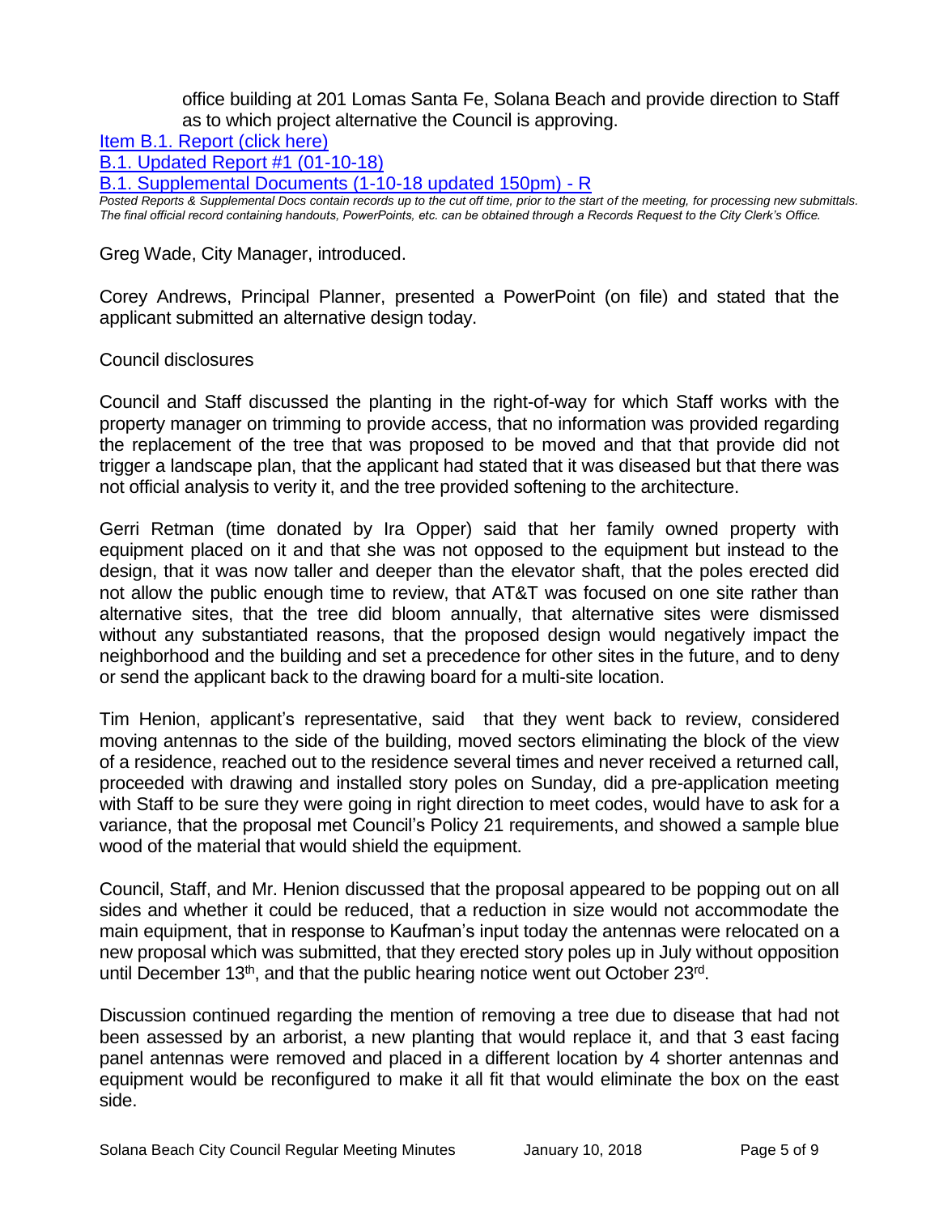office building at 201 Lomas Santa Fe, Solana Beach and provide direction to Staff as to which project alternative the Council is approving.

[Item B.1. Report (click here)](#)

[B.1. Updated Report #1 (01-10-18)](#)

[B.1. Supplemental Documents (1-10-18 updated 150pm) - R](#)

*Posted Reports & Supplemental Docs contain records up to the cut off time, prior to the start of the meeting, for processing new submittals. The final official record containing handouts, PowerPoints, etc. can be obtained through a Records Request to the City Clerk's Office.*

Greg Wade, City Manager, introduced.

Corey Andrews, Principal Planner, presented a PowerPoint (on file) and stated that the applicant submitted an alternative design today.

Council disclosures

Council and Staff discussed the planting in the right-of-way for which Staff works with the property manager on trimming to provide access, that no information was provided regarding the replacement of the tree that was proposed to be moved and that that provide did not trigger a landscape plan, that the applicant had stated that it was diseased but that there was not official analysis to verity it, and the tree provided softening to the architecture.

Gerri Retman (time donated by Ira Opper) said that her family owned property with equipment placed on it and that she was not opposed to the equipment but instead to the design, that it was now taller and deeper than the elevator shaft, that the poles erected did not allow the public enough time to review, that AT&T was focused on one site rather than alternative sites, that the tree did bloom annually, that alternative sites were dismissed without any substantiated reasons, that the proposed design would negatively impact the neighborhood and the building and set a precedence for other sites in the future, and to deny or send the applicant back to the drawing board for a multi-site location.

Tim Henion, applicant's representative, said that they went back to review, considered moving antennas to the side of the building, moved sectors eliminating the block of the view of a residence, reached out to the residence several times and never received a returned call, proceeded with drawing and installed story poles on Sunday, did a pre-application meeting with Staff to be sure they were going in right direction to meet codes, would have to ask for a variance, that the proposal met Council's Policy 21 requirements, and showed a sample blue wood of the material that would shield the equipment.

Council, Staff, and Mr. Henion discussed that the proposal appeared to be popping out on all sides and whether it could be reduced, that a reduction in size would not accommodate the main equipment, that in response to Kaufman's input today the antennas were relocated on a new proposal which was submitted, that they erected story poles up in July without opposition until December 13th, and that the public hearing notice went out October 23rd.

Discussion continued regarding the mention of removing a tree due to disease that had not been assessed by an arborist, a new planting that would replace it, and that 3 east facing panel antennas were removed and placed in a different location by 4 shorter antennas and equipment would be reconfigured to make it all fit that would eliminate the box on the east side.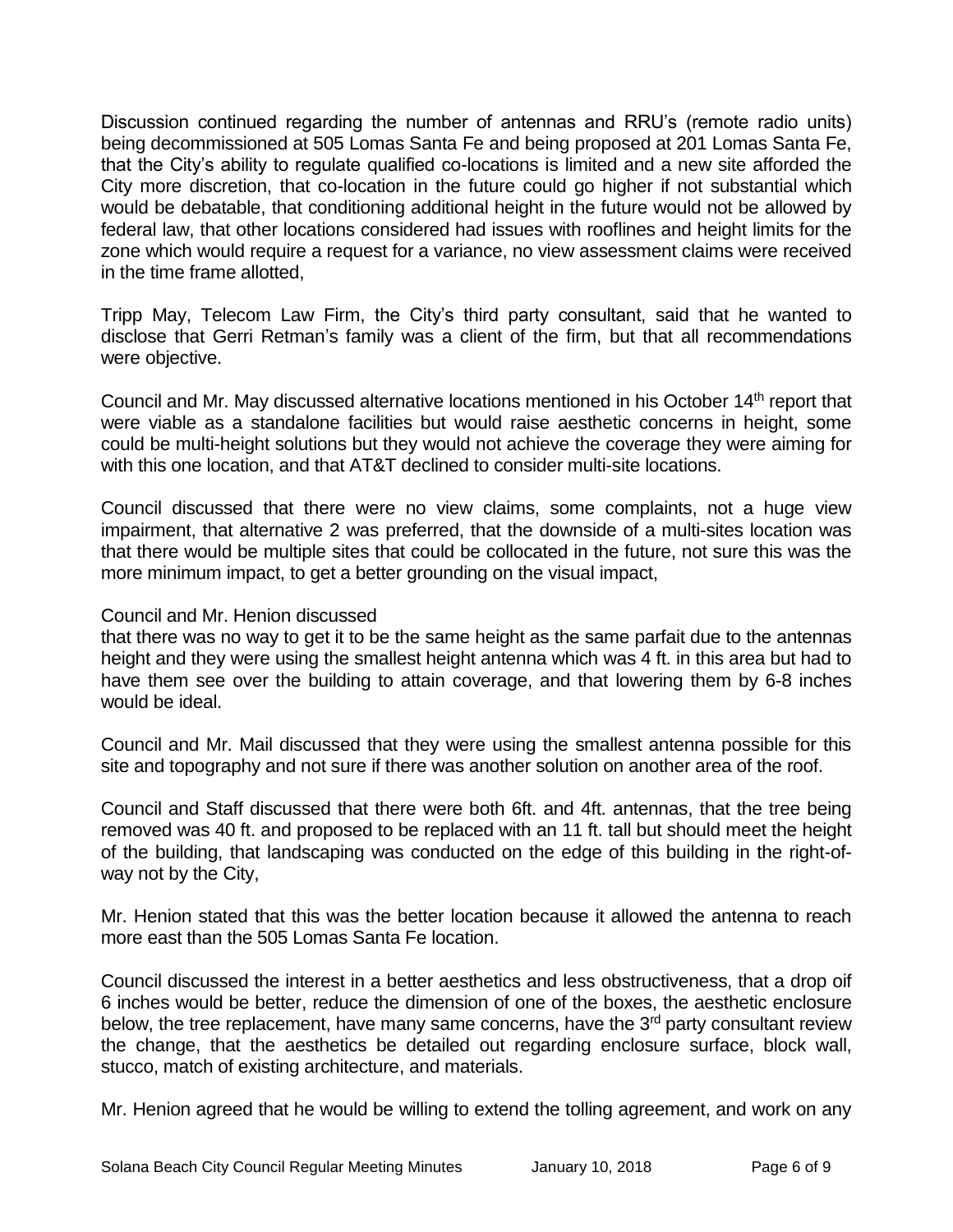Discussion continued regarding the number of antennas and RRU's (remote radio units) being decommissioned at 505 Lomas Santa Fe and being proposed at 201 Lomas Santa Fe, that the City's ability to regulate qualified co-locations is limited and a new site afforded the City more discretion, that co-location in the future could go higher if not substantial which would be debatable, that conditioning additional height in the future would not be allowed by federal law, that other locations considered had issues with rooflines and height limits for the zone which would require a request for a variance, no view assessment claims were received in the time frame allotted,

Tripp May, Telecom Law Firm, the City's third party consultant, said that he wanted to disclose that Gerri Retman's family was a client of the firm, but that all recommendations were objective.

Council and Mr. May discussed alternative locations mentioned in his October 14th report that were viable as a standalone facilities but would raise aesthetic concerns in height, some could be multi-height solutions but they would not achieve the coverage they were aiming for with this one location, and that AT&T declined to consider multi-site locations.

Council discussed that there were no view claims, some complaints, not a huge view impairment, that alternative 2 was preferred, that the downside of a multi-sites location was that there would be multiple sites that could be collocated in the future, not sure this was the more minimum impact, to get a better grounding on the visual impact,

Council and Mr. Henion discussed
that there was no way to get it to be the same height as the same parfait due to the antennas height and they were using the smallest height antenna which was 4 ft. in this area but had to have them see over the building to attain coverage, and that lowering them by 6-8 inches would be ideal.

Council and Mr. Mail discussed that they were using the smallest antenna possible for this site and topography and not sure if there was another solution on another area of the roof.

Council and Staff discussed that there were both 6ft. and 4ft. antennas, that the tree being removed was 40 ft. and proposed to be replaced with an 11 ft. tall but should meet the height of the building, that landscaping was conducted on the edge of this building in the right-of-way not by the City,

Mr. Henion stated that this was the better location because it allowed the antenna to reach more east than the 505 Lomas Santa Fe location.

Council discussed the interest in a better aesthetics and less obstructiveness, that a drop oif 6 inches would be better, reduce the dimension of one of the boxes, the aesthetic enclosure below, the tree replacement, have many same concerns, have the 3rd party consultant review the change, that the aesthetics be detailed out regarding enclosure surface, block wall, stucco, match of existing architecture, and materials.

Mr. Henion agreed that he would be willing to extend the tolling agreement, and work on any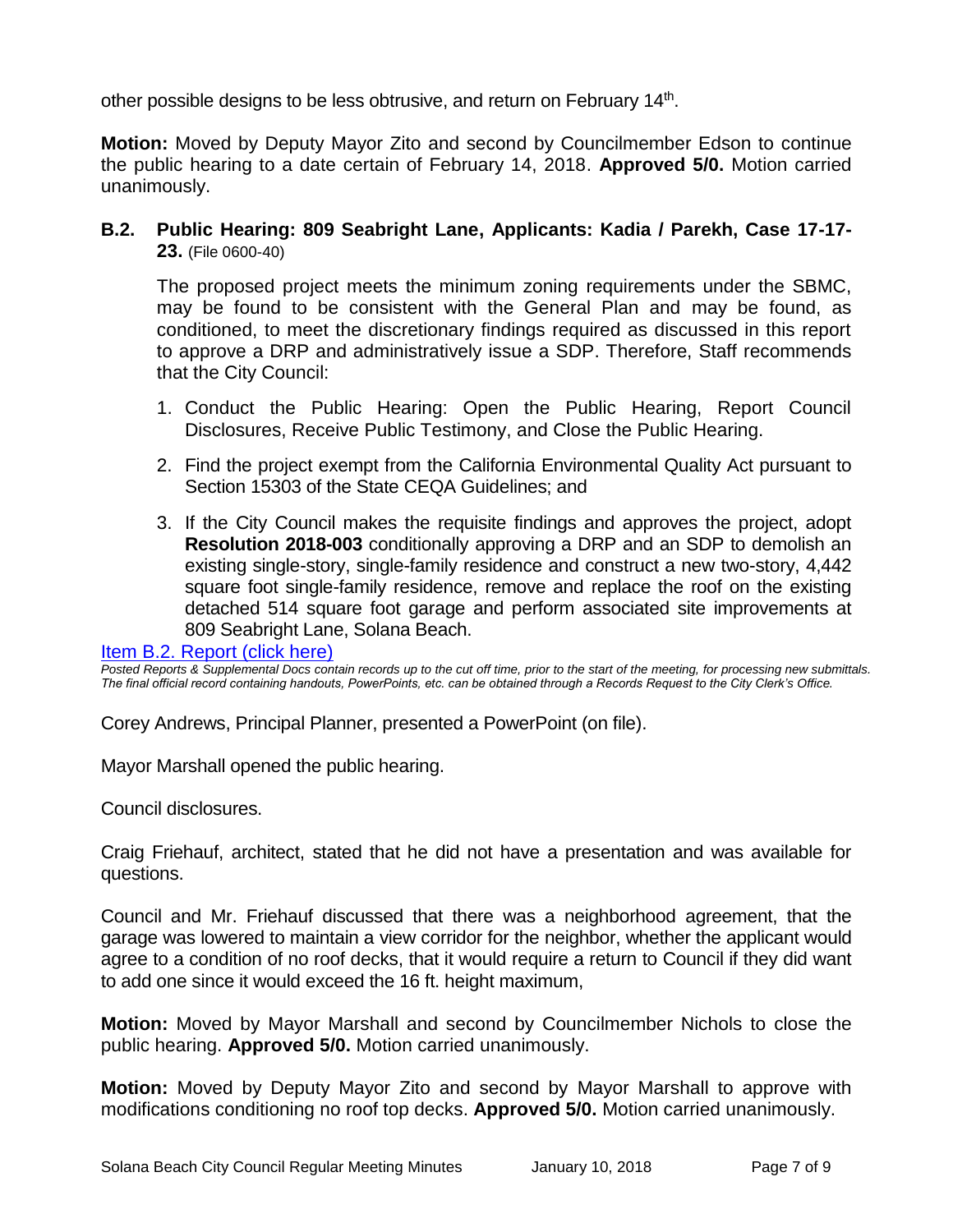other possible designs to be less obtrusive, and return on February 14th.

**Motion:** Moved by Deputy Mayor Zito and second by Councilmember Edson to continue the public hearing to a date certain of February 14, 2018. **Approved 5/0.** Motion carried unanimously.

### B.2. Public Hearing: 809 Seabright Lane, Applicants: Kadia / Parekh, Case 17-17-23. (File 0600-40)

The proposed project meets the minimum zoning requirements under the SBMC, may be found to be consistent with the General Plan and may be found, as conditioned, to meet the discretionary findings required as discussed in this report to approve a DRP and administratively issue a SDP. Therefore, Staff recommends that the City Council:

1. Conduct the Public Hearing: Open the Public Hearing, Report Council Disclosures, Receive Public Testimony, and Close the Public Hearing.
2. Find the project exempt from the California Environmental Quality Act pursuant to Section 15303 of the State CEQA Guidelines; and
3. If the City Council makes the requisite findings and approves the project, adopt **Resolution 2018-003** conditionally approving a DRP and an SDP to demolish an existing single-story, single-family residence and construct a new two-story, 4,442 square foot single-family residence, remove and replace the roof on the existing detached 514 square foot garage and perform associated site improvements at 809 Seabright Lane, Solana Beach.

Item B.2. Report (click here)

*Posted Reports & Supplemental Docs contain records up to the cut off time, prior to the start of the meeting, for processing new submittals. The final official record containing handouts, PowerPoints, etc. can be obtained through a Records Request to the City Clerk's Office.*

Corey Andrews, Principal Planner, presented a PowerPoint (on file).

Mayor Marshall opened the public hearing.

Council disclosures.

Craig Friehauf, architect, stated that he did not have a presentation and was available for questions.

Council and Mr. Friehauf discussed that there was a neighborhood agreement, that the garage was lowered to maintain a view corridor for the neighbor, whether the applicant would agree to a condition of no roof decks, that it would require a return to Council if they did want to add one since it would exceed the 16 ft. height maximum,

**Motion:** Moved by Mayor Marshall and second by Councilmember Nichols to close the public hearing. **Approved 5/0.** Motion carried unanimously.

**Motion:** Moved by Deputy Mayor Zito and second by Mayor Marshall to approve with modifications conditioning no roof top decks. **Approved 5/0.** Motion carried unanimously.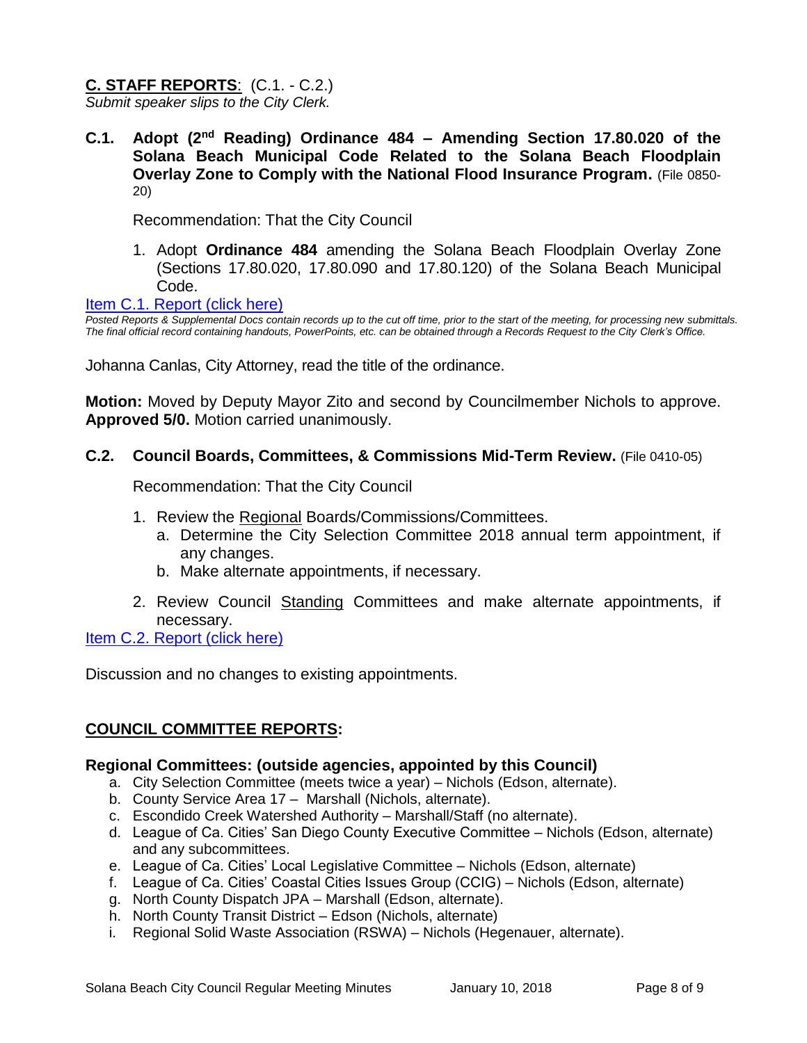## C. STAFF REPORTS: (C.1. - C.2.)

*Submit speaker slips to the City Clerk.*

**C.1. Adopt (2nd Reading) Ordinance 484 – Amending Section 17.80.020 of the Solana Beach Municipal Code Related to the Solana Beach Floodplain Overlay Zone to Comply with the National Flood Insurance Program.** (File 0850-20)

Recommendation: That the City Council

1. Adopt **Ordinance 484** amending the Solana Beach Floodplain Overlay Zone (Sections 17.80.020, 17.80.090 and 17.80.120) of the Solana Beach Municipal Code.

Item C.1. Report (click here)

*Posted Reports & Supplemental Docs contain records up to the cut off time, prior to the start of the meeting, for processing new submittals. The final official record containing handouts, PowerPoints, etc. can be obtained through a Records Request to the City Clerk's Office.*

Johanna Canlas, City Attorney, read the title of the ordinance.

**Motion:** Moved by Deputy Mayor Zito and second by Councilmember Nichols to approve. **Approved 5/0.** Motion carried unanimously.

**C.2. Council Boards, Committees, & Commissions Mid-Term Review.** (File 0410-05)

Recommendation: That the City Council

1. Review the Regional Boards/Commissions/Committees.
   a. Determine the City Selection Committee 2018 annual term appointment, if any changes.
   b. Make alternate appointments, if necessary.
2. Review Council Standing Committees and make alternate appointments, if necessary.

Item C.2. Report (click here)

Discussion and no changes to existing appointments.

## COUNCIL COMMITTEE REPORTS:

### Regional Committees: (outside agencies, appointed by this Council)

a. City Selection Committee (meets twice a year) – Nichols (Edson, alternate).
b. County Service Area 17 – Marshall (Nichols, alternate).
c. Escondido Creek Watershed Authority – Marshall/Staff (no alternate).
d. League of Ca. Cities' San Diego County Executive Committee – Nichols (Edson, alternate) and any subcommittees.
e. League of Ca. Cities' Local Legislative Committee – Nichols (Edson, alternate)
f. League of Ca. Cities' Coastal Cities Issues Group (CCIG) – Nichols (Edson, alternate)
g. North County Dispatch JPA – Marshall (Edson, alternate).
h. North County Transit District – Edson (Nichols, alternate)
i. Regional Solid Waste Association (RSWA) – Nichols (Hegenauer, alternate).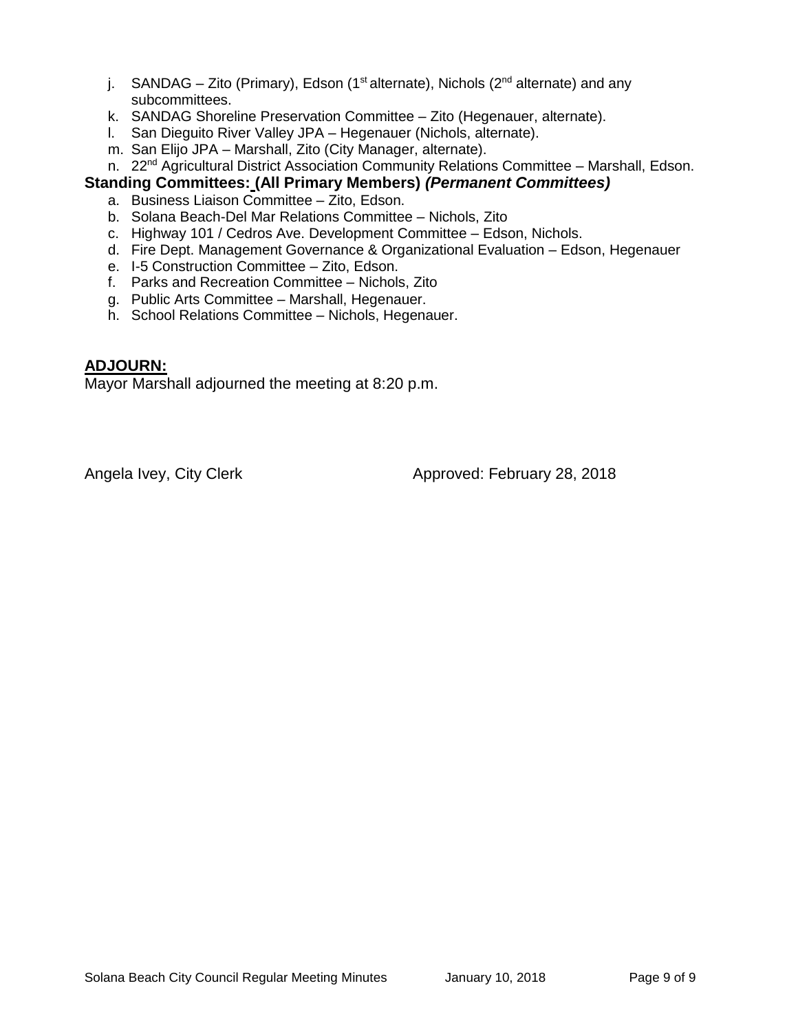j. SANDAG – Zito (Primary), Edson (1st alternate), Nichols (2nd alternate) and any subcommittees.
k. SANDAG Shoreline Preservation Committee – Zito (Hegenauer, alternate).
l. San Dieguito River Valley JPA – Hegenauer (Nichols, alternate).
m. San Elijo JPA – Marshall, Zito (City Manager, alternate).
n. 22nd Agricultural District Association Community Relations Committee – Marshall, Edson.

**Standing Committees: (All Primary Members)** ***(Permanent Committees)***

a. Business Liaison Committee – Zito, Edson.
b. Solana Beach-Del Mar Relations Committee – Nichols, Zito
c. Highway 101 / Cedros Ave. Development Committee – Edson, Nichols.
d. Fire Dept. Management Governance & Organizational Evaluation – Edson, Hegenauer
e. I-5 Construction Committee – Zito, Edson.
f. Parks and Recreation Committee – Nichols, Zito
g. Public Arts Committee – Marshall, Hegenauer.
h. School Relations Committee – Nichols, Hegenauer.

**ADJOURN:**

Mayor Marshall adjourned the meeting at 8:20 p.m.

Angela Ivey, City Clerk

Approved: February 28, 2018